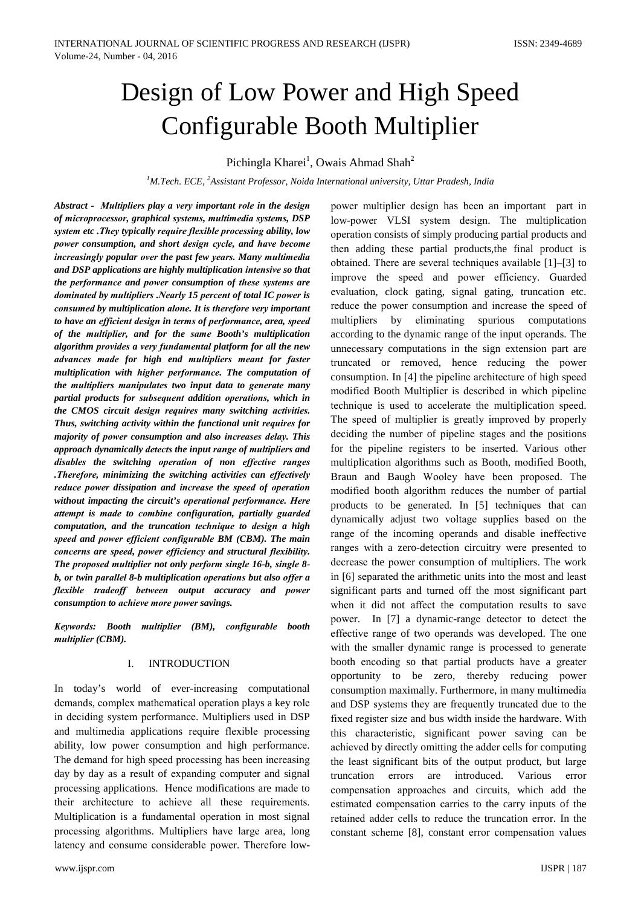# Design of Low Power and High Speed Configurable Booth Multiplier

Pichingla Kharei[1], Owais Ahmad Shah[2]

[1]M.Tech. ECE, [2]Assistant Professor, Noida International university, Uttar Pradesh, India

***Abstract -*** ***Multipliers play a very important role in the design of microprocessor, graphical systems, multimedia systems, DSP system etc .They typically require flexible processing ability, low power consumption, and short design cycle, and have become increasingly popular over the past few years. Many multimedia and DSP applications are highly multiplication intensive so that the performance and power consumption of these systems are dominated by multipliers .Nearly 15 percent of total IC power is consumed by multiplication alone. It is therefore very important to have an efficient design in terms of performance, area, speed of the multiplier, and for the same Booth's multiplication algorithm provides a very fundamental platform for all the new advances made for high end multipliers meant for faster multiplication with higher performance. The computation of the multipliers manipulates two input data to generate many partial products for subsequent addition operations, which in the CMOS circuit design requires many switching activities. Thus, switching activity within the functional unit requires for majority of power consumption and also increases delay. This approach dynamically detects the input range of multipliers and disables the switching operation of non effective ranges .Therefore, minimizing the switching activities can effectively reduce power dissipation and increase the speed of operation without impacting the circuit's operational performance. Here attempt is made to combine configuration, partially guarded computation, and the truncation technique to design a high speed and power efficient configurable BM (CBM). The main concerns are speed, power efficiency and structural flexibility. The proposed multiplier not only perform single 16-b, single 8-b, or twin parallel 8-b multiplication operations but also offer a flexible tradeoff between output accuracy and power consumption to achieve more power savings.***

***Keywords: Booth multiplier (BM), configurable booth multiplier (CBM).***

## I. INTRODUCTION

In today's world of ever-increasing computational demands, complex mathematical operation plays a key role in deciding system performance. Multipliers used in DSP and multimedia applications require flexible processing ability, low power consumption and high performance. The demand for high speed processing has been increasing day by day as a result of expanding computer and signal processing applications. Hence modifications are made to their architecture to achieve all these requirements. Multiplication is a fundamental operation in most signal processing algorithms. Multipliers have large area, long latency and consume considerable power. Therefore low-power multiplier design has been an important part in low-power VLSI system design. The multiplication operation consists of simply producing partial products and then adding these partial products,the final product is obtained. There are several techniques available [1]–[3] to improve the speed and power efficiency. Guarded evaluation, clock gating, signal gating, truncation etc. reduce the power consumption and increase the speed of multipliers by eliminating spurious computations according to the dynamic range of the input operands. The unnecessary computations in the sign extension part are truncated or removed, hence reducing the power consumption. In [4] the pipeline architecture of high speed modified Booth Multiplier is described in which pipeline technique is used to accelerate the multiplication speed. The speed of multiplier is greatly improved by properly deciding the number of pipeline stages and the positions for the pipeline registers to be inserted. Various other multiplication algorithms such as Booth, modified Booth, Braun and Baugh Wooley have been proposed. The modified booth algorithm reduces the number of partial products to be generated. In [5] techniques that can dynamically adjust two voltage supplies based on the range of the incoming operands and disable ineffective ranges with a zero-detection circuitry were presented to decrease the power consumption of multipliers. The work in [6] separated the arithmetic units into the most and least significant parts and turned off the most significant part when it did not affect the computation results to save power. In [7] a dynamic-range detector to detect the effective range of two operands was developed. The one with the smaller dynamic range is processed to generate booth encoding so that partial products have a greater opportunity to be zero, thereby reducing power consumption maximally. Furthermore, in many multimedia and DSP systems they are frequently truncated due to the fixed register size and bus width inside the hardware. With this characteristic, significant power saving can be achieved by directly omitting the adder cells for computing the least significant bits of the output product, but large truncation errors are introduced. Various error compensation approaches and circuits, which add the estimated compensation carries to the carry inputs of the retained adder cells to reduce the truncation error. In the constant scheme [8], constant error compensation values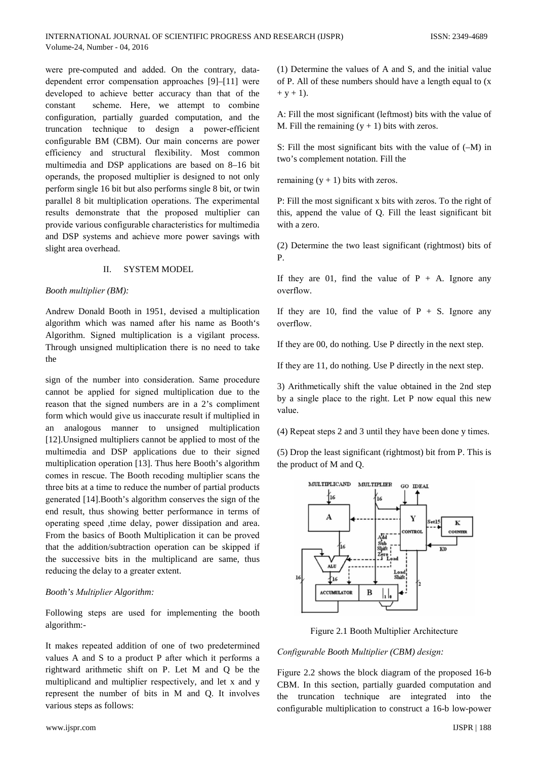were pre-computed and added. On the contrary, data-dependent error compensation approaches [9]–[11] were developed to achieve better accuracy than that of the constant scheme. Here, we attempt to combine configuration, partially guarded computation, and the truncation technique to design a power-efficient configurable BM (CBM). Our main concerns are power efficiency and structural flexibility. Most common multimedia and DSP applications are based on 8–16 bit operands, the proposed multiplier is designed to not only perform single 16 bit but also performs single 8 bit, or twin parallel 8 bit multiplication operations. The experimental results demonstrate that the proposed multiplier can provide various configurable characteristics for multimedia and DSP systems and achieve more power savings with slight area overhead.

## II. SYSTEM MODEL

*Booth multiplier (BM):*

Andrew Donald Booth in 1951, devised a multiplication algorithm which was named after his name as Booth's Algorithm. Signed multiplication is a vigilant process. Through unsigned multiplication there is no need to take the sign of the number into consideration. Same procedure cannot be applied for signed multiplication due to the reason that the signed numbers are in a 2's compliment form which would give us inaccurate result if multiplied in an analogous manner to unsigned multiplication [12].Unsigned multipliers cannot be applied to most of the multimedia and DSP applications due to their signed multiplication operation [13]. Thus here Booth's algorithm comes in rescue. The Booth recoding multiplier scans the three bits at a time to reduce the number of partial products generated [14].Booth's algorithm conserves the sign of the end result, thus showing better performance in terms of operating speed ,time delay, power dissipation and area. From the basics of Booth Multiplication it can be proved that the addition/subtraction operation can be skipped if the successive bits in the multiplicand are same, thus reducing the delay to a greater extent.

*Booth's Multiplier Algorithm:*

Following steps are used for implementing the booth algorithm:-

It makes repeated addition of one of two predetermined values A and S to a product P after which it performs a rightward arithmetic shift on P. Let M and Q be the multiplicand and multiplier respectively, and let x and y represent the number of bits in M and Q. It involves various steps as follows:

(1) Determine the values of A and S, and the initial value of P. All of these numbers should have a length equal to $(x + y + 1)$.

A: Fill the most significant (leftmost) bits with the value of M. Fill the remaining $(y + 1)$ bits with zeros.

S: Fill the most significant bits with the value of $(–M)$ in two's complement notation. Fill the

remaining $(y + 1)$ bits with zeros.

P: Fill the most significant x bits with zeros. To the right of this, append the value of Q. Fill the least significant bit with a zero.

(2) Determine the two least significant (rightmost) bits of P.

If they are 01, find the value of $P + A$. Ignore any overflow.

If they are 10, find the value of $P + S$. Ignore any overflow.

If they are 00, do nothing. Use P directly in the next step.

If they are 11, do nothing. Use P directly in the next step.

3) Arithmetically shift the value obtained in the 2nd step by a single place to the right. Let P now equal this new value.

(4) Repeat steps 2 and 3 until they have been done y times.

(5) Drop the least significant (rightmost) bit from P. This is the product of M and Q.

Figure 2.1 Booth Multiplier Architecture

*Configurable Booth Multiplier (CBM) design:*

Figure 2.2 shows the block diagram of the proposed 16-b CBM. In this section, partially guarded computation and the truncation technique are integrated into the configurable multiplication to construct a 16-b low-power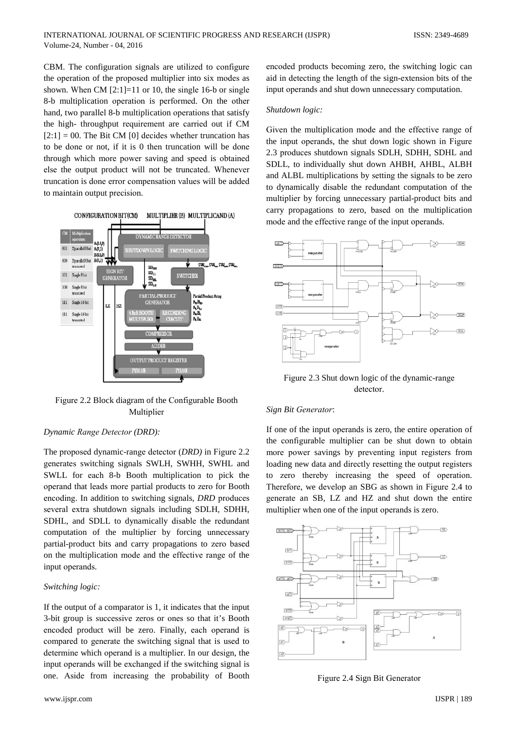CBM. The configuration signals are utilized to configure the operation of the proposed multiplier into six modes as shown. When CM [2:1]=11 or 10, the single 16-b or single 8-b multiplication operation is performed. On the other hand, two parallel 8-b multiplication operations that satisfy the high- throughput requirement are carried out if CM [2:1] = 00. The Bit CM [0] decides whether truncation has to be done or not, if it is 0 then truncation will be done through which more power saving and speed is obtained else the output product will not be truncated. Whenever truncation is done error compensation values will be added to maintain output precision.

Figure 2.2 Block diagram of the Configurable Booth Multiplier

*Dynamic Range Detector (DRD):*

The proposed dynamic-range detector (*DRD)* in Figure 2.2 generates switching signals SWLH, SWHH, SWHL and SWLL for each 8-b Booth multiplication to pick the operand that leads more partial products to zero for Booth encoding. In addition to switching signals, *DRD* produces several extra shutdown signals including SDLH, SDHH, SDHL, and SDLL to dynamically disable the redundant computation of the multiplier by forcing unnecessary partial-product bits and carry propagations to zero based on the multiplication mode and the effective range of the input operands.

*Switching logic:*

If the output of a comparator is 1, it indicates that the input 3-bit group is successive zeros or ones so that it's Booth encoded product will be zero. Finally, each operand is compared to generate the switching signal that is used to determine which operand is a multiplier. In our design, the input operands will be exchanged if the switching signal is one. Aside from increasing the probability of Booth encoded products becoming zero, the switching logic can aid in detecting the length of the sign-extension bits of the input operands and shut down unnecessary computation.

*Shutdown logic:*

Given the multiplication mode and the effective range of the input operands, the shut down logic shown in Figure 2.3 produces shutdown signals SDLH, SDHH, SDHL and SDLL, to individually shut down AHBH, AHBL, ALBH and ALBL multiplications by setting the signals to be zero to dynamically disable the redundant computation of the multiplier by forcing unnecessary partial-product bits and carry propagations to zero, based on the multiplication mode and the effective range of the input operands.

Figure 2.3 Shut down logic of the dynamic-range detector.

*Sign Bit Generator*:

If one of the input operands is zero, the entire operation of the configurable multiplier can be shut down to obtain more power savings by preventing input registers from loading new data and directly resetting the output registers to zero thereby increasing the speed of operation. Therefore, we develop an SBG as shown in Figure 2.4 to generate an SB, LZ and HZ and shut down the entire multiplier when one of the input operands is zero.

Figure 2.4 Sign Bit Generator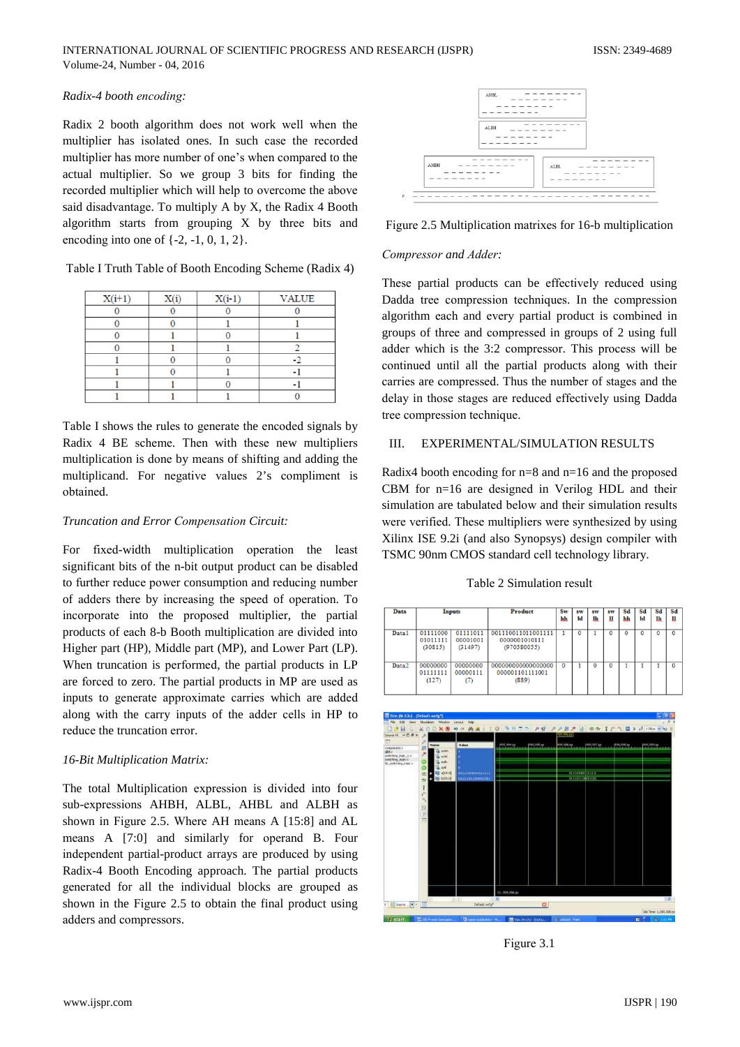*Radix-4 booth encoding:*

Radix 2 booth algorithm does not work well when the multiplier has isolated ones. In such case the multiplier has more number of one's when compared to the actual multiplier. So we group 3 bits for finding the recorded multiplier which will help to overcome the above said disadvantage. To multiply A by X, the Radix 4 Booth algorithm starts from grouping X by three bits and encoding into one of {-2, -1, 0, 1, 2}.

Table I Truth Table of Booth Encoding Scheme (Radix 4)

| X(i+1) | X(i) | X(i-1) | VALUE |
|---|---|---|---|
| 0 | 0 | 0 | 0 |
| 0 | 0 | 1 | 1 |
| 0 | 1 | 0 | 1 |
| 0 | 1 | 1 | 2 |
| 1 | 0 | 0 | -2 |
| 1 | 0 | 1 | -1 |
| 1 | 1 | 0 | -1 |
| 1 | 1 | 1 | 0 |

Table I shows the rules to generate the encoded signals by Radix 4 BE scheme. Then with these new multipliers multiplication is done by means of shifting and adding the multiplicand. For negative values 2's compliment is obtained.

*Truncation and Error Compensation Circuit:*

For fixed-width multiplication operation the least significant bits of the n-bit output product can be disabled to further reduce power consumption and reducing number of adders there by increasing the speed of operation. To incorporate into the proposed multiplier, the partial products of each 8-b Booth multiplication are divided into Higher part (HP), Middle part (MP), and Lower Part (LP). When truncation is performed, the partial products in LP are forced to zero. The partial products in MP are used as inputs to generate approximate carries which are added along with the carry inputs of the adder cells in HP to reduce the truncation error.

*16-Bit Multiplication Matrix:*

The total Multiplication expression is divided into four sub-expressions AHBH, ALBL, AHBL and ALBH as shown in Figure 2.5. Where AH means A [15:8] and AL means A [7:0] and similarly for operand B. Four independent partial-product arrays are produced by using Radix-4 Booth Encoding approach. The partial products generated for all the individual blocks are grouped as shown in the Figure 2.5 to obtain the final product using adders and compressors.

Figure 2.5 Multiplication matrixes for 16-b multiplication

*Compressor and Adder:*

These partial products can be effectively reduced using Dadda tree compression techniques. In the compression algorithm each and every partial product is combined in groups of three and compressed in groups of 2 using full adder which is the 3:2 compressor. This process will be continued until all the partial products along with their carries are compressed. Thus the number of stages and the delay in those stages are reduced effectively using Dadda tree compression technique.

## III. EXPERIMENTAL/SIMULATION RESULTS

Radix4 booth encoding for n=8 and n=16 and the proposed CBM for n=16 are designed in Verilog HDL and their simulation are tabulated below and their simulation results were verified. These multipliers were synthesized by using Xilinx ISE 9.2i (and also Synopsys) design compiler with TSMC 90nm CMOS standard cell technology library.

Table 2 Simulation result

| Data | Inputs | | Product | Sw hh | sw hl | sw lh | sw ll | Sd hh | Sd hl | Sd lh | Sd ll |
|---|---|---|---|---|---|---|---|---|---|---|---|
| Data1 | 01111000 01011111 (30815) | 01111011 00001001 (31497) | 00111001101100 1111 0000001010111 (970580055) | 1 | 0 | 1 | 0 | 0 | 0 | 0 | 0 |
| Data2 | 00000000 01111111 (127) | 00000000 00000111 (7) | 0000000000000000 0000001101111001 (889) | 0 | 1 | 0 | 0 | 1 | 1 | 1 | 0 |

Figure 3.1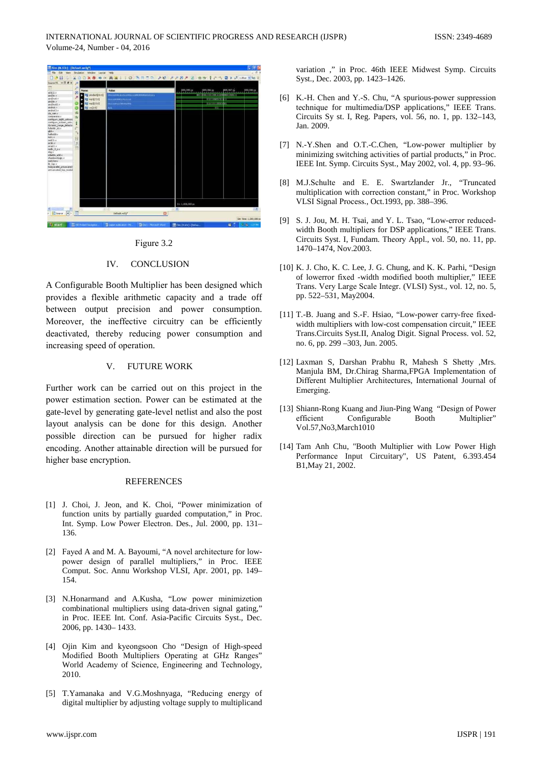Figure 3.2

## IV. CONCLUSION

A Configurable Booth Multiplier has been designed which provides a flexible arithmetic capacity and a trade off between output precision and power consumption. Moreover, the ineffective circuitry can be efficiently deactivated, thereby reducing power consumption and increasing speed of operation.

## V. FUTURE WORK

Further work can be carried out on this project in the power estimation section. Power can be estimated at the gate-level by generating gate-level netlist and also the post layout analysis can be done for this design. Another possible direction can be pursued for higher radix encoding. Another attainable direction will be pursued for higher base encryption.

## REFERENCES

[1] J. Choi, J. Jeon, and K. Choi, "Power minimization of function units by partially guarded computation," in Proc. Int. Symp. Low Power Electron. Des., Jul. 2000, pp. 131–136.

[2] Fayed A and M. A. Bayoumi, "A novel architecture for low-power design of parallel multipliers," in Proc. IEEE Comput. Soc. Annu Workshop VLSI, Apr. 2001, pp. 149–154.

[3] N.Honarmand and A.Kusha, "Low power minimizetion combinational multipliers using data-driven signal gating," in Proc. IEEE Int. Conf. Asia-Pacific Circuits Syst., Dec. 2006, pp. 1430– 1433.

[4] Ojin Kim and kyeongsoon Cho "Design of High-speed Modified Booth Multipliers Operating at GHz Ranges" World Academy of Science, Engineering and Technology, 2010.

[5] T.Yamanaka and V.G.Moshnyaga, "Reducing energy of digital multiplier by adjusting voltage supply to multiplicand variation ," in Proc. 46th IEEE Midwest Symp. Circuits Syst., Dec. 2003, pp. 1423–1426.

[6] K.-H. Chen and Y.-S. Chu, "A spurious-power suppression technique for multimedia/DSP applications," IEEE Trans. Circuits Sy st. I, Reg. Papers, vol. 56, no. 1, pp. 132–143, Jan. 2009.

[7] N.-Y.Shen and O.T.-C.Chen, "Low-power multiplier by minimizing switching activities of partial products," in Proc. IEEE Int. Symp. Circuits Syst., May 2002, vol. 4, pp. 93–96.

[8] M.J.Schulte and E. E. Swartzlander Jr., "Truncated multiplication with correction constant," in Proc. Workshop VLSI Signal Process., Oct.1993, pp. 388–396.

[9] S. J. Jou, M. H. Tsai, and Y. L. Tsao, "Low-error reduced-width Booth multipliers for DSP applications," IEEE Trans. Circuits Syst. I, Fundam. Theory Appl., vol. 50, no. 11, pp. 1470–1474, Nov.2003.

[10] K. J. Cho, K. C. Lee, J. G. Chung, and K. K. Parhi, "Design of lowerror fixed -width modified booth multiplier," IEEE Trans. Very Large Scale Integr. (VLSI) Syst., vol. 12, no. 5, pp. 522–531, May2004.

[11] T.-B. Juang and S.-F. Hsiao, "Low-power carry-free fixed-width multipliers with low-cost compensation circuit," IEEE Trans.Circuits Syst.II, Analog Digit. Signal Process. vol. 52, no. 6, pp. 299 –303, Jun. 2005.

[12] Laxman S, Darshan Prabhu R, Mahesh S Shetty ,Mrs. Manjula BM, Dr.Chirag Sharma,FPGA Implementation of Different Multiplier Architectures, International Journal of Emerging.

[13] Shiann-Rong Kuang and Jiun-Ping Wang "Design of Power efficient Configurable Booth Multiplier" Vol.57,No3,March1010

[14] Tam Anh Chu, "Booth Multiplier with Low Power High Performance Input Circuitary", US Patent, 6.393.454 B1,May 21, 2002.